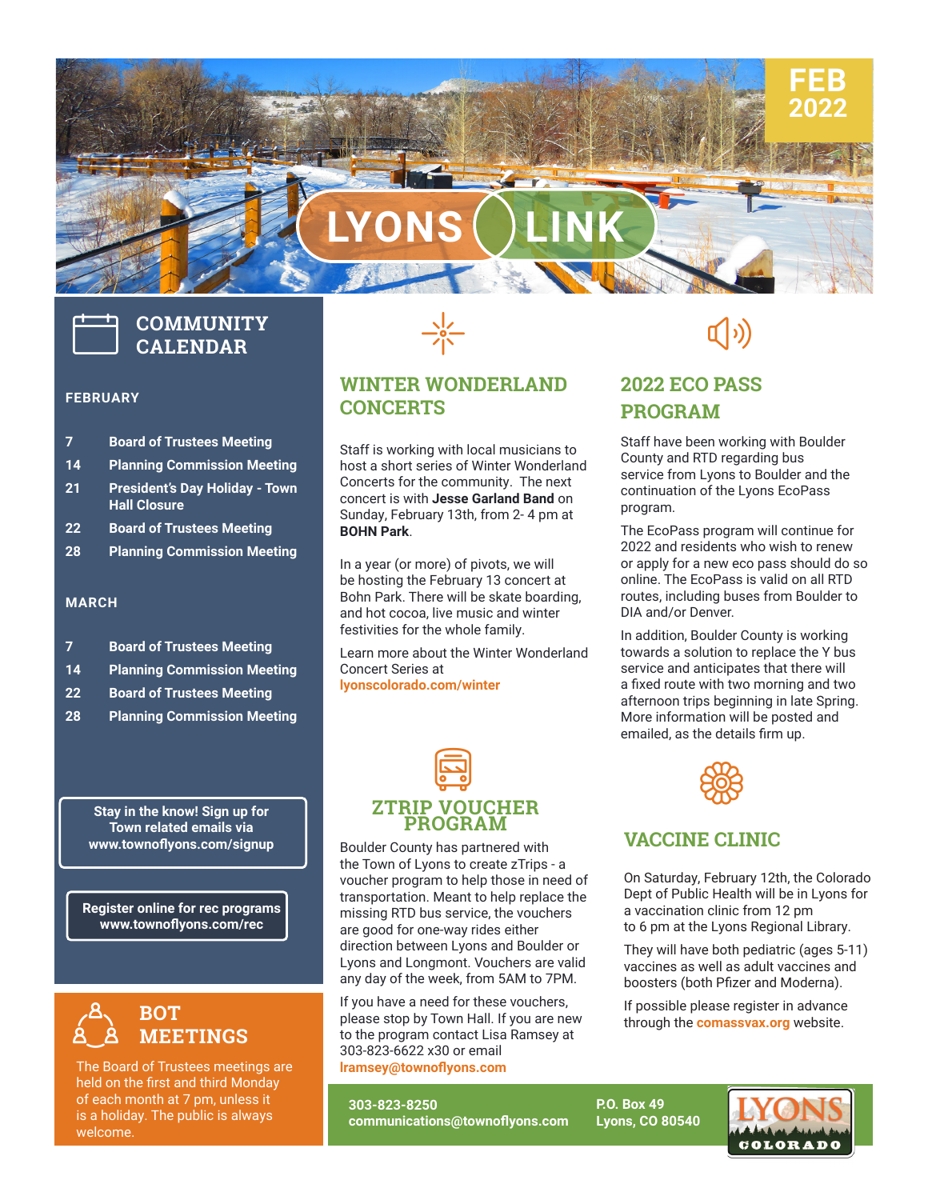# LYONS LINK

**FEB 2022**

## COMMUNITY CALENDAR

### FEBRUARY

| | |
|---|---|
| 7 | Board of Trustees Meeting |
| 14 | Planning Commission Meeting |
| 21 | President's Day Holiday - Town Hall Closure |
| 22 | Board of Trustees Meeting |
| 28 | Planning Commission Meeting |

### MARCH

| | |
|---|---|
| 7 | Board of Trustees Meeting |
| 14 | Planning Commission Meeting |
| 22 | Board of Trustees Meeting |
| 28 | Planning Commission Meeting |

**Stay in the know! Sign up for Town related emails via www.townoflyons.com/signup**

**Register online for rec programs www.townoflyons.com/rec**

## BOT MEETINGS

The Board of Trustees meetings are held on the first and third Monday of each month at 7 pm, unless it is a holiday. The public is always welcome.

## WINTER WONDERLAND CONCERTS

Staff is working with local musicians to host a short series of Winter Wonderland Concerts for the community. The next concert is with **Jesse Garland Band** on Sunday, February 13th, from 2- 4 pm at **BOHN Park**.

In a year (or more) of pivots, we will be hosting the February 13 concert at Bohn Park. There will be skate boarding, and hot cocoa, live music and winter festivities for the whole family.

Learn more about the Winter Wonderland Concert Series at **lyonscolorado.com/winter**

## 2022 ECO PASS PROGRAM

Staff have been working with Boulder County and RTD regarding bus service from Lyons to Boulder and the continuation of the Lyons EcoPass program.

The EcoPass program will continue for 2022 and residents who wish to renew or apply for a new eco pass should do so online. The EcoPass is valid on all RTD routes, including buses from Boulder to DIA and/or Denver.

In addition, Boulder County is working towards a solution to replace the Y bus service and anticipates that there will a fixed route with two morning and two afternoon trips beginning in late Spring. More information will be posted and emailed, as the details firm up.

## ZTRIP VOUCHER PROGRAM

Boulder County has partnered with the Town of Lyons to create zTrips - a voucher program to help those in need of transportation. Meant to help replace the missing RTD bus service, the vouchers are good for one-way rides either direction between Lyons and Boulder or Lyons and Longmont. Vouchers are valid any day of the week, from 5AM to 7PM.

If you have a need for these vouchers, please stop by Town Hall. If you are new to the program contact Lisa Ramsey at 303-823-6622 x30 or email **lramsey@townoflyons.com**

## VACCINE CLINIC

On Saturday, February 12th, the Colorado Dept of Public Health will be in Lyons for a vaccination clinic from 12 pm to 6 pm at the Lyons Regional Library.

They will have both pediatric (ages 5-11) vaccines as well as adult vaccines and boosters (both Pfizer and Moderna).

If possible please register in advance through the **comassvax.org** website.

**303-823-8250**
**communications@townoflyons.com**

**P.O. Box 49**
**Lyons, CO 80540**

LYONS COLORADO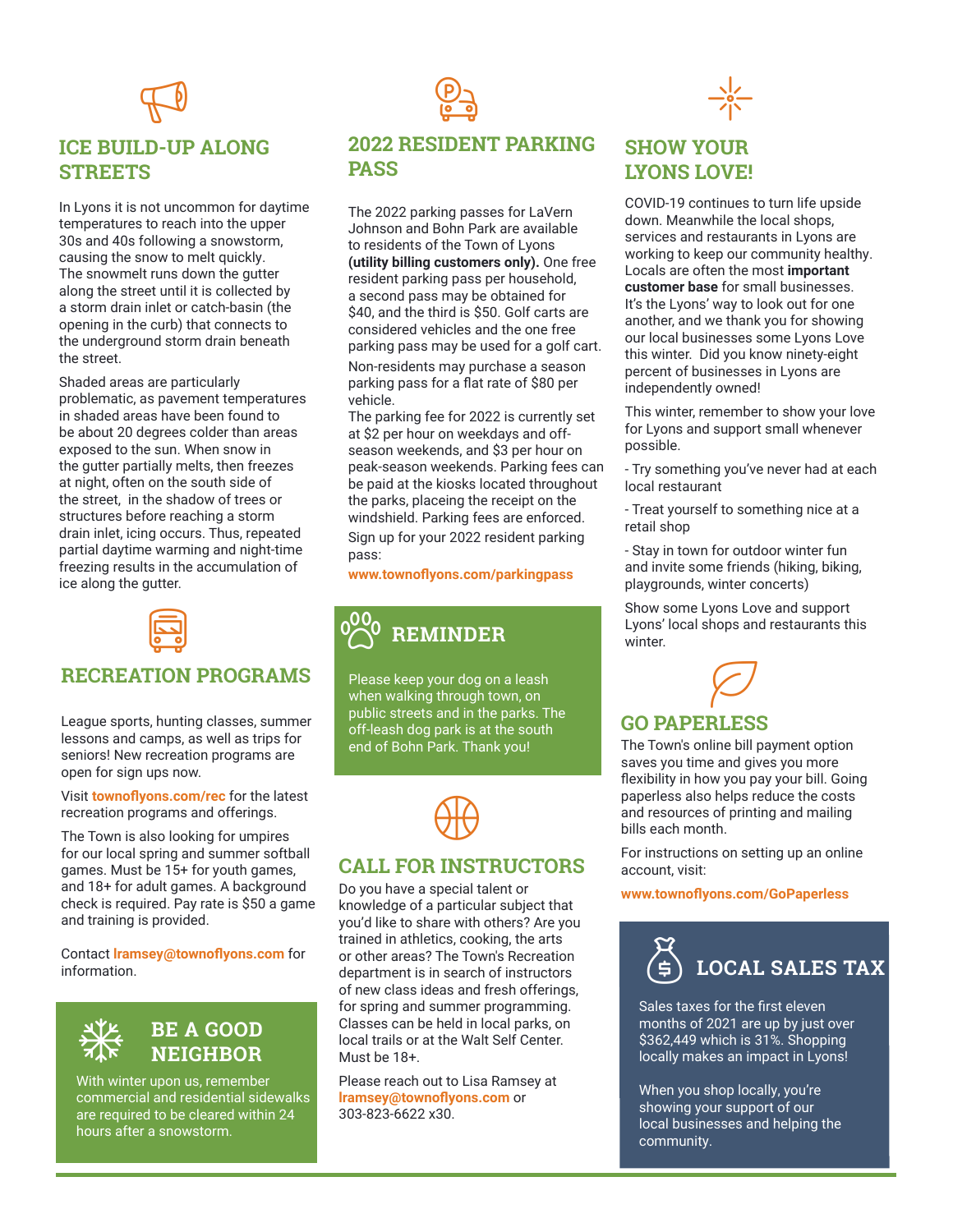## ICE BUILD-UP ALONG STREETS

In Lyons it is not uncommon for daytime temperatures to reach into the upper 30s and 40s following a snowstorm, causing the snow to melt quickly. The snowmelt runs down the gutter along the street until it is collected by a storm drain inlet or catch-basin (the opening in the curb) that connects to the underground storm drain beneath the street.

Shaded areas are particularly problematic, as pavement temperatures in shaded areas have been found to be about 20 degrees colder than areas exposed to the sun. When snow in the gutter partially melts, then freezes at night, often on the south side of the street, in the shadow of trees or structures before reaching a storm drain inlet, icing occurs. Thus, repeated partial daytime warming and night-time freezing results in the accumulation of ice along the gutter.

## RECREATION PROGRAMS

League sports, hunting classes, summer lessons and camps, as well as trips for seniors! New recreation programs are open for sign ups now.

Visit **townoflyons.com/rec** for the latest recreation programs and offerings.

The Town is also looking for umpires for our local spring and summer softball games. Must be 15+ for youth games, and 18+ for adult games. A background check is required. Pay rate is $50 a game and training is provided.

Contact **lramsey@townoflyons.com** for information.

## BE A GOOD NEIGHBOR

With winter upon us, remember commercial and residential sidewalks are required to be cleared within 24 hours after a snowstorm.

## 2022 RESIDENT PARKING PASS

The 2022 parking passes for LaVern Johnson and Bohn Park are available to residents of the Town of Lyons **(utility billing customers only).** One free resident parking pass per household, a second pass may be obtained for $40, and the third is $50. Golf carts are considered vehicles and the one free parking pass may be used for a golf cart.

Non-residents may purchase a season parking pass for a flat rate of $80 per vehicle.

The parking fee for 2022 is currently set at $2 per hour on weekdays and off-season weekends, and $3 per hour on peak-season weekends. Parking fees can be paid at the kiosks located throughout the parks, placeing the receipt on the windshield. Parking fees are enforced.

Sign up for your 2022 resident parking pass:

**www.townoflyons.com/parkingpass**

## REMINDER

Please keep your dog on a leash when walking through town, on public streets and in the parks. The off-leash dog park is at the south end of Bohn Park. Thank you!

## CALL FOR INSTRUCTORS

Do you have a special talent or knowledge of a particular subject that you'd like to share with others? Are you trained in athletics, cooking, the arts or other areas? The Town's Recreation department is in search of instructors of new class ideas and fresh offerings, for spring and summer programming. Classes can be held in local parks, on local trails or at the Walt Self Center. Must be 18+.

Please reach out to Lisa Ramsey at **lramsey@townoflyons.com** or 303-823-6622 x30.

## SHOW YOUR LYONS LOVE!

COVID-19 continues to turn life upside down. Meanwhile the local shops, services and restaurants in Lyons are working to keep our community healthy. Locals are often the most **important customer base** for small businesses. It's the Lyons' way to look out for one another, and we thank you for showing our local businesses some Lyons Love this winter. Did you know ninety-eight percent of businesses in Lyons are independently owned!

This winter, remember to show your love for Lyons and support small whenever possible.

- Try something you've never had at each local restaurant
- Treat yourself to something nice at a retail shop
- Stay in town for outdoor winter fun and invite some friends (hiking, biking, playgrounds, winter concerts)

Show some Lyons Love and support Lyons' local shops and restaurants this winter.

## GO PAPERLESS

The Town's online bill payment option saves you time and gives you more flexibility in how you pay your bill. Going paperless also helps reduce the costs and resources of printing and mailing bills each month.

For instructions on setting up an online account, visit:

**www.townoflyons.com/GoPaperless**

## LOCAL SALES TAX

Sales taxes for the first eleven months of 2021 are up by just over $362,449 which is 31%. Shopping locally makes an impact in Lyons!

When you shop locally, you're showing your support of our local businesses and helping the community.